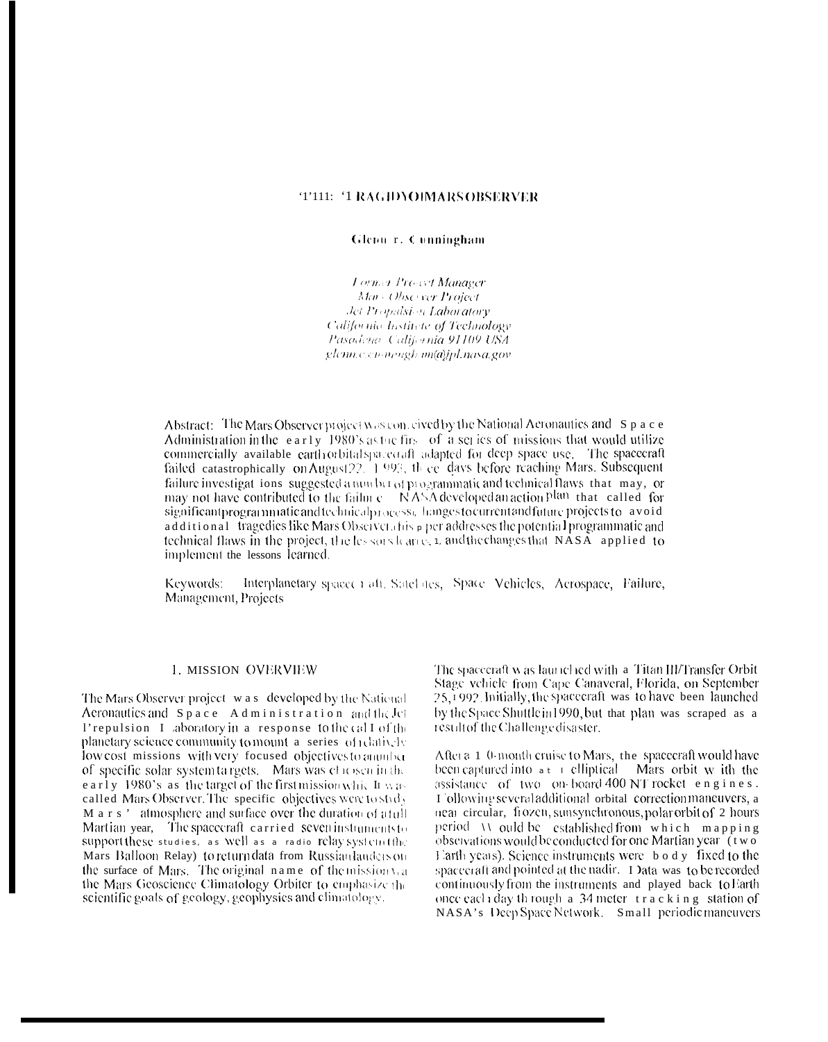# THE TRAGEDY OF MARS OBSERVER

**Glenn E. Cunningham**

*Former Project Manager*
*Mars Observer Project*
*Jet Propulsion Laboratory*
*California Institute of Technology*
*Pasadena, California 91109 USA*
*glenn.e.cunningham@jpl.nasa.gov*

Abstract: The Mars Observer project was conceived by the National Aeronautics and Space Administration in the early 1980's as the first of a series of missions that would utilize commercially available earth orbital spacecraft adapted for deep space use. The spacecraft failed catastrophically on August 22, 1993, three days before reaching Mars. Subsequent failure investigations suggested a number of programmatic and technical flaws that may, or may not have contributed to the failure. NASA developed an action plan that called for significant programmatic and technical process changes to current and future projects to avoid additional tragedies like Mars Observer. This paper addresses the potential programmatic and technical flaws in the project, the lessons learned, and the changes that NASA applied to implement the lessons learned.

Keywords: Interplanetary spacecraft, Satellites, Space Vehicles, Aerospace, Failure, Management, Projects

## 1. MISSION OVERVIEW

The Mars Observer project was developed by the National Aeronautics and Space Administration and the Jet Propulsion Laboratory in a response to the call of the planetary science community to mount a series of relatively low cost missions with very focused objectives to a number of specific solar system targets. Mars was chosen in the early 1980's as the target of the first mission which was called Mars Observer. The specific objectives were to study Mars' atmosphere and surface over the duration of a full Martian year. The spacecraft carried seven instruments to support these studies, as well as a radio relay system (the Mars Balloon Relay) to return data from Russian landers on the surface of Mars. The original name of the mission was the Mars Geoscience Climatology Orbiter to emphasize the scientific goals of geology, geophysics and climatology.

The spacecraft was launched with a Titan III/Transfer Orbit Stage vehicle from Cape Canaveral, Florida, on September 25, 1992. Initially, the spacecraft was to have been launched by the Space Shuttle in 1990, but that plan was scraped as a result of the Challenger disaster.

After a 11-month cruise to Mars, the spacecraft would have been captured into a highly elliptical Mars orbit with the assistance of two on-board 400 N rocket engines. Following several additional orbital correction maneuvers, a near circular, frozen, sunsynchronous, polar orbit of 2 hours period would be established from which mapping observations would be conducted for one Martian year (two Earth years). Science instruments were body fixed to the spacecraft and pointed at the nadir. Data was to be recorded continuously from the instruments and played back to Earth once each day through a 34 meter tracking station of NASA's Deep Space Network. Small periodic maneuvers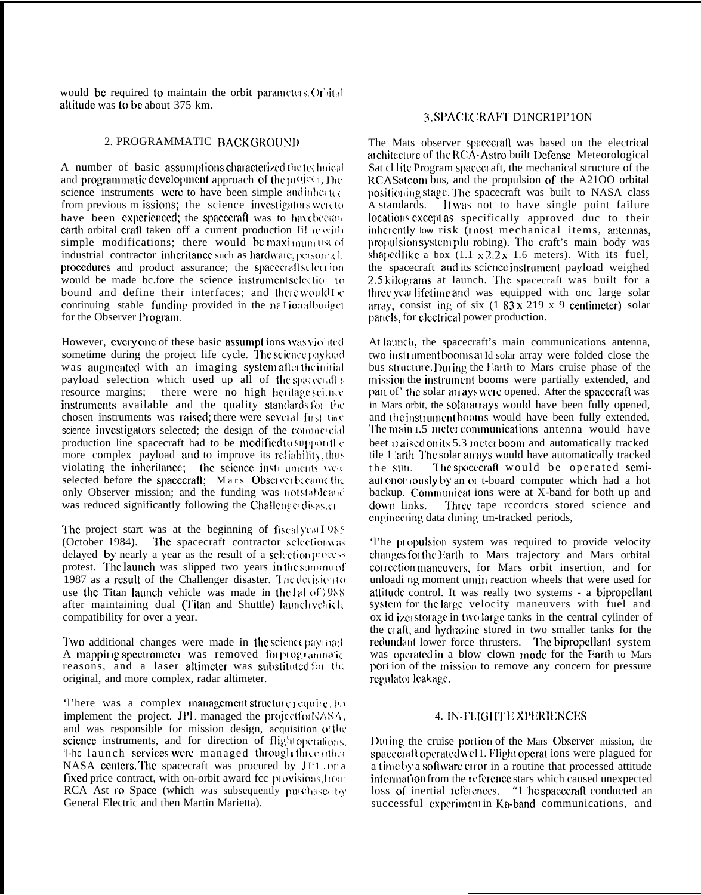would be required to maintain the orbit parameters. Orbital altitude was to be about 375 km.

## 2. PROGRAMMATIC BACKGROUND

A number of basic assumptions characterized the technical and programmatic development approach of the project. The science instruments were to have been simple and inherited from previous missions; the science investigators were to have been experienced; the spacecraft was to have been an earth orbital craft taken off a current production line with simple modifications; there would be maximum use of industrial contractor inheritance such as hardware, personnel, procedures and product assurance; the spacecraft selection would be made before the science instrument selection to bound and define their interfaces; and there would be continuing stable funding provided in the national budget for the Observer Program.

However, every one of these basic assumptions was violated sometime during the project life cycle. The science payload was augmented with an imaging system after the initial payload selection which used up all of the spacecraft's resource margins; there were no high heritage science instruments available and the quality standards for the chosen instruments was raised; there were several first time science investigators selected; the design of the commercial production line spacecraft had to be modified to support the more complex payload and to improve its reliability, thus violating the inheritance; the science instruments were selected before the spacecraft; Mars Observer became the only Observer mission; and the funding was not stable and was reduced significantly following the Challenger disaster.

The project start was at the beginning of fiscal year 1985 (October 1984). The spacecraft contractor selection was delayed by nearly a year as the result of a selection process protest. The launch was slipped two years in the summer of 1987 as a result of the Challenger disaster. The decision to use the Titan launch vehicle was made in the Fall of 1988 after maintaining dual (Titan and Shuttle) launch vehicle compatibility for over a year.

Two additional changes were made in the science payload. A mapping spectrometer was removed for programmatic reasons, and a laser altimeter was substituted for the original, and more complex, radar altimeter.

There was a complex management structure required to implement the project. JPL managed the project for NASA, and was responsible for mission design, acquisition of the science instruments, and for direction of flight operations. The launch services were managed through three other NASA centers. The spacecraft was procured by JPL on a fixed price contract, with on-orbit award fee provisions, from RCA Astro Space (which was subsequently purchased by General Electric and then Martin Marietta).

## 3. SPACECRAFT DESCRIPTION

The Mars observer spacecraft was based on the electrical architecture of the RCA-Astro built Defense Meteorological Satellite Program spacecraft, the mechanical structure of the RCA Satcom bus, and the propulsion of the A2100 orbital positioning stage. The spacecraft was built to NASA class A standards. It was not to have single point failure locations except as specifically approved due to their inherently low risk (most mechanical items, antennas, propulsion system plumbing). The craft's main body was shaped like a box (1.1 x 2.2 x 1.6 meters). With its fuel, the spacecraft and its science instrument payload weighed 2.5 kilograms at launch. The spacecraft was built for a three year lifetime and was equipped with one large solar array, consisting of six (1 83 x 219 x 9 centimeter) solar panels, for electrical power production.

At launch, the spacecraft's main communications antenna, two instrument booms and solar array were folded close the bus structure. During the Earth to Mars cruise phase of the mission the instrument booms were partially extended, and part of the solar arrays were opened. After the spacecraft was in Mars orbit, the solar arrays would have been fully opened, and the instrument booms would have been fully extended. The main 1.5 meter communications antenna would have been raised on its 5.3 meter boom and automatically tracked the Earth. The solar arrays would have automatically tracked the sun. The spacecraft would be operated semi-autonomously by an on-board computer which had a hot backup. Communications were at X-band for both up and down links. Three tape recorders stored science and engineering data during un-tracked periods,

The propulsion system was required to provide velocity changes for the Earth to Mars trajectory and Mars orbital correction maneuvers, for Mars orbit insertion, and for unloading moment from reaction wheels that were used for attitude control. It was really two systems - a bipropellant system for the large velocity maneuvers with fuel and oxidizer storage in two large tanks in the central cylinder of the craft, and hydrazine stored in two smaller tanks for the redundant lower force thrusters. The bipropellant system was operated in a blow down mode for the Earth to Mars portion of the mission to remove any concern for pressure regulator leakage.

## 4. IN-FLIGHT EXPERIENCES

During the cruise portion of the Mars Observer mission, the spacecraft operated well. Flight operations were plagued for a time by a software error in a routine that processed attitude information from the reference stars which caused unexpected loss of inertial references. "The spacecraft conducted an successful experiment in Ka-band communications, and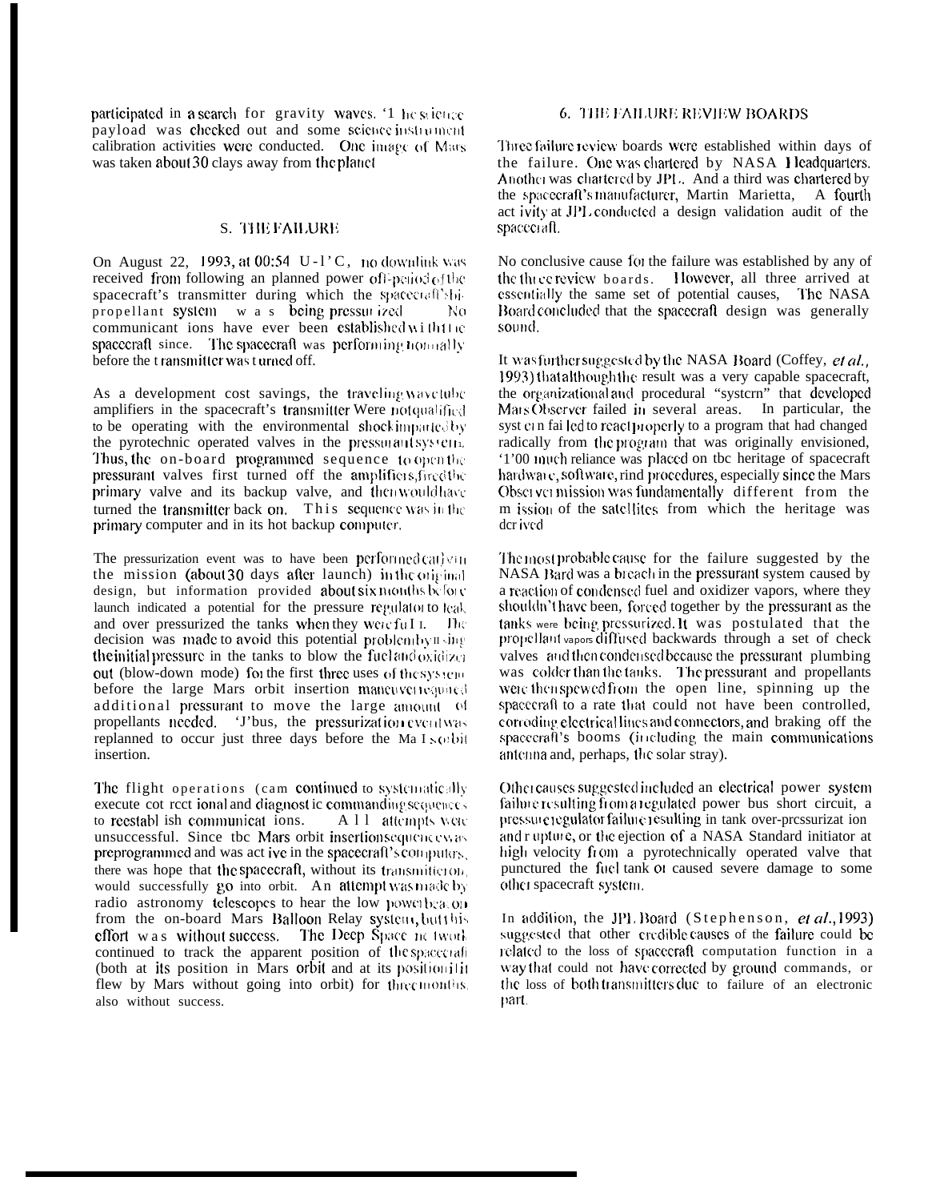participated in a search for gravity waves. The science payload was checked out and some science instrument calibration activities were conducted. One image of Mars was taken about 30 days away from the planet

## 5. THE FAILURE

On August 22, 1993, at 00:54 UTC, no downlink was received from following an planned power off-period of the spacecraft's transmitter during which the spacecraft's bi-propellant system was being pressurized. No communications have ever been established with the spacecraft since. The spacecraft was performing normally before the transmitter was turned off.

As a development cost savings, the traveling wave tube amplifiers in the spacecraft's transmitter were not qualified to be operating with the environmental shock imparted by the pyrotechnic operated valves in the pressurant system. Thus, the on-board programmed sequence to open the pressurant valves first turned off the amplifiers, fired the primary valve and its backup valve, and then would have turned the transmitter back on. This sequence was in the primary computer and in its hot backup computer.

The pressurization event was to have been performed early in the mission (about 30 days after launch) in the original design, but information provided about six months before launch indicated a potential for the pressure regulator to leak and over pressurized the tanks when they were full. The decision was made to avoid this potential problem by using the initial pressure in the tanks to blow the fuel and oxidizer out (blow-down mode) for the first three uses of the system before the large Mars orbit insertion maneuver required additional pressurant to move the large amount of propellants needed. Thus, the pressurization event was replanned to occur just three days before the Mars orbit insertion.

The flight operations team continued to systematically execute corrective and diagnostic commanding sequences to reestablish communications. All attempts were unsuccessful. Since the Mars orbit insertion sequence was preprogrammed and was active in the spacecraft's computers, there was hope that the spacecraft, without its transmitter on, would successfully go into orbit. An attempt was made by radio astronomy telescopes to hear the low power beacon from the on-board Mars Balloon Relay system, but this effort was without success. The Deep Space network continued to track the apparent position of the spacecraft (both at its position in Mars orbit and at its position if it flew by Mars without going into orbit) for three months, also without success.

## 6. THE FAILURE REVIEW BOARDS

Three failure review boards were established within days of the failure. One was chartered by NASA Headquarters. Another was chartered by JPL. And a third was chartered by the spacecraft's manufacturer, Martin Marietta. A fourth activity at JPL conducted a design validation audit of the spacecraft.

No conclusive cause for the failure was established by any of the three review boards. However, all three arrived at essentially the same set of potential causes. The NASA Board concluded that the spacecraft design was generally sound.

It was further suggested by the NASA Board (Coffey, *et al.,* 1993) that although the result was a very capable spacecraft, the organizational and procedural "system" that developed Mars Observer failed in several areas. In particular, the system failed to react properly to a program that had changed radically from the program that was originally envisioned. Too much reliance was placed on the heritage of spacecraft hardware, software, and procedures, especially since the Mars Observer mission was fundamentally different from the mission of the satellites from which the heritage was derived

The most probable cause for the failure suggested by the NASA Board was a breach in the pressurant system caused by a reaction of condensed fuel and oxidizer vapors, where they shouldn't have been, forced together by the pressurant as the tanks were being pressurized. It was postulated that the propellant vapors diffused backwards through a set of check valves and then condensed because the pressurant plumbing was colder than the tanks. The pressurant and propellants were then spewed from the open line, spinning up the spacecraft to a rate that could not have been controlled, corroding electrical lines and connectors, and braking off the spacecraft's booms (including the main communications antenna and, perhaps, the solar array).

Other causes suggested included an electrical power system failure resulting from a regulated power bus short circuit, a pressure regulator failure resulting in tank over-pressurization and rupture, or the ejection of a NASA Standard initiator at high velocity from a pyrotechnically operated valve that punctured the fuel tank or caused severe damage to some other spacecraft system.

In addition, the JPL Board (Stephenson, *et al.,*1993) suggested that other credible causes of the failure could be related to the loss of spacecraft computation function in a way that could not have corrected by ground commands, or the loss of both transmitters due to failure of an electronic part.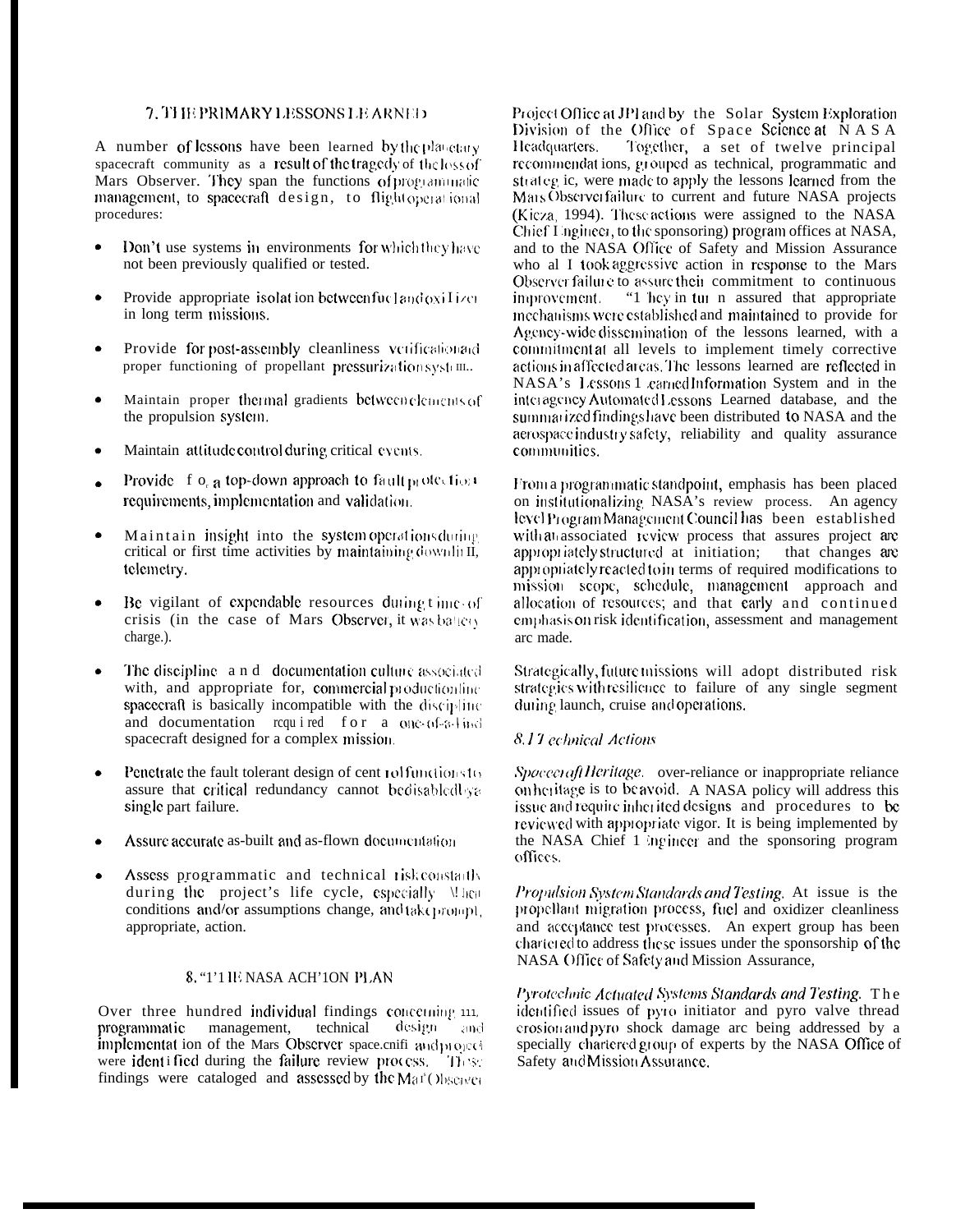## 7. THE PRIMARY LESSONS LEARNED

A number of lessons have been learned by the planetary spacecraft community as a result of the tragedy of the loss of Mars Observer. They span the functions of programmatic management, to spacecraft design, to flight operational procedures:

- Don't use systems in environments for which they have not been previously qualified or tested.
- Provide appropriate isolation between fuel and oxidizer in long term missions.
- Provide for post-assembly cleanliness verification and proper functioning of propellant pressurization systems.
- Maintain proper thermal gradients between elements of the propulsion system.
- Maintain attitude control during critical events.
- Provide for a top-down approach to fault protection requirements, implementation and validation.
- Maintain insight into the system operations during critical or first time activities by maintaining downlink telemetry.
- Be vigilant of expendable resources during times of crisis (in the case of Mars Observer, it was battery charge.).
- The discipline and documentation culture associated with, and appropriate for, commercial production line spacecraft is basically incompatible with the discipline and documentation required for a one-of-a-kind spacecraft designed for a complex mission.
- Penetrate the fault tolerant design of control functions to assure that critical redundancy cannot be disabled by a single part failure.
- Assure accurate as-built and as-flown documentation.
- Assess programmatic and technical risk constantly during the project's life cycle, especially when conditions and/or assumptions change, and take prompt, appropriate, action.

## 8. THE NASA ACTION PLAN

Over three hundred individual findings concerning all programmatic management, technical design and implementation of the Mars Observer spacecraft and project were identified during the failure review process. These findings were cataloged and assessed by the Mars Observer Project Office at JPL and by the Solar System Exploration Division of the Office of Space Science at NASA Headquarters. Together, a set of twelve principal recommendations, grouped as technical, programmatic and strategic, were made to apply the lessons learned from the Mars Observer failure to current and future NASA projects (Kicza, 1994). These actions were assigned to the NASA Chief Engineer, to the sponsoring program offices at NASA, and to the NASA Office of Safety and Mission Assurance who all took aggressive action in response to the Mars Observer failure to assure their commitment to continuous improvement. They in turn assured that appropriate mechanisms were established and maintained to provide for Agency-wide dissemination of the lessons learned, with a commitment at all levels to implement timely corrective actions in affected areas. The lessons learned are reflected in NASA's Lessons Learned Information System and in the interagency Automated Lessons Learned database, and the summarized findings have been distributed to NASA and the aerospace industry safety, reliability and quality assurance communities.

From a programmatic standpoint, emphasis has been placed on institutionalizing NASA's review process. An agency level Program Management Council has been established with an associated review process that assures project are appropriately structured at initiation; that changes are appropriately reacted to in terms of required modifications to mission scope, schedule, management approach and allocation of resources; and that early and continued emphasis on risk identification, assessment and management are made.

Strategically, future missions will adopt distributed risk strategies with resilience to failure of any single segment during launch, cruise and operations.

### 8.1 Technical Actions

*Spacecraft Heritage.* over-reliance or inappropriate reliance on heritage is to be avoid. A NASA policy will address this issue and require inherited designs and procedures to be reviewed with appropriate vigor. It is being implemented by the NASA Chief Engineer and the sponsoring program offices.

*Propulsion System Standards and Testing.* At issue is the propellant migration process, fuel and oxidizer cleanliness and acceptance test processes. An expert group has been chartered to address these issues under the sponsorship of the NASA Office of Safety and Mission Assurance,

*Pyrotechnic Actuated Systems Standards and Testing.* The identified issues of pyro initiator and pyro valve thread erosion and pyro shock damage are being addressed by a specially chartered group of experts by the NASA Office of Safety and Mission Assurance.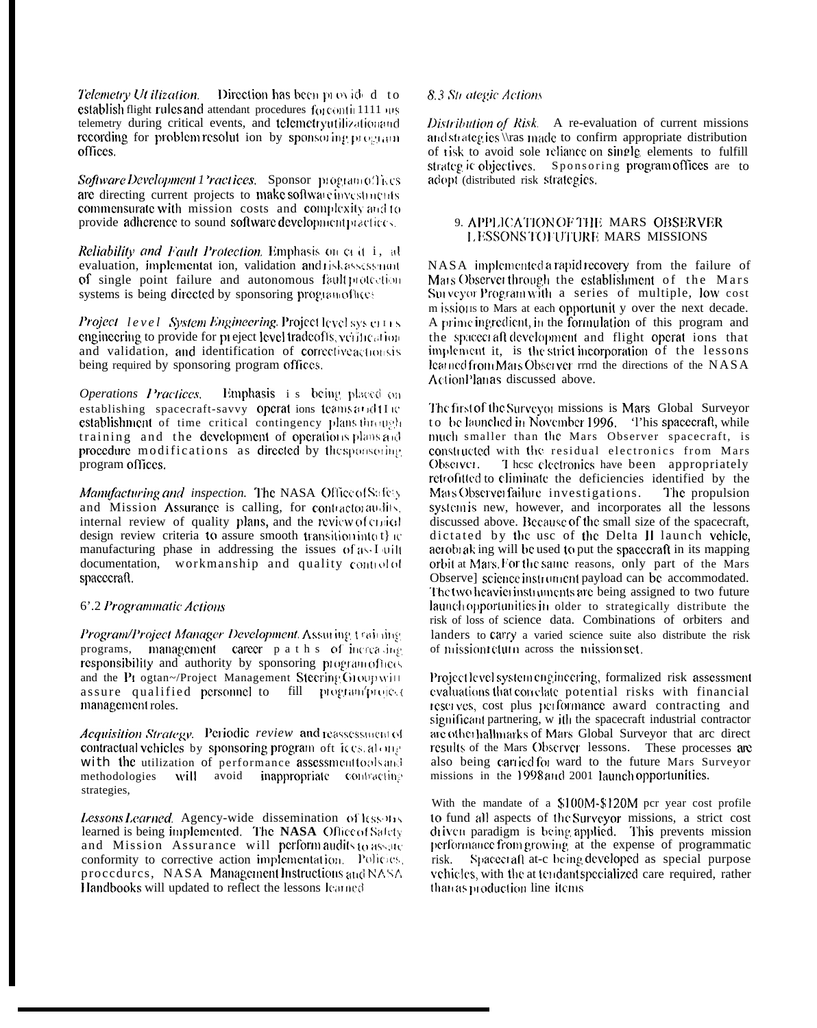*Telemetry Utilization.* Direction has been provided to establish flight rules and attendant procedures for continuous telemetry during critical events, and telemetry utilization and recording for problem resolution by sponsoring program offices.

*Software Development Practices.* Sponsor program offices are directing current projects to make software investments commensurate with mission costs and complexity and to provide adherence to sound software development practices.

*Reliability and Fault Protection.* Emphasis on critical evaluation, implementation, validation and risk assessment of single point failure and autonomous fault protection systems is being directed by sponsoring program offices.

*Project level System Engineering.* Project level systems engineering to provide for project level tradeoffs, verification and validation, and identification of corrective actions is being required by sponsoring program offices.

*Operations Practices.* Emphasis is being placed on establishing spacecraft-savvy operations teams and the establishment of time critical contingency plans through training and the development of operations plans and procedure modifications as directed by the sponsoring program offices.

*Manufacturing and inspection.* The NASA Office of Safety and Mission Assurance is calling for contractor audits, internal review of quality plans, and the review of critical design review criteria to assure smooth transition into the manufacturing phase in addressing the issues of as-built documentation, workmanship and quality control of spacecraft.

### 8.2 *Programmatic Actions*

*Program/Project Manager Development.* Assuring training programs, management career paths of increasing responsibility and authority by sponsoring program offices and the Program/Project Management Steering Group will assure qualified personnel to fill program/project management roles.

*Acquisition Strategy.* Periodic review and reassessment of contractual vehicles by sponsoring program offices, along with the utilization of performance assessment tools and methodologies will avoid inappropriate contracting strategies,

*Lessons Learned.* Agency-wide dissemination of lessons learned is being implemented. The **NASA** Office of Safety and Mission Assurance will perform audits to assure conformity to corrective action implementation. Policies, procedures, NASA Management Instructions and NASA Handbooks will updated to reflect the lessons learned

### 8.3 *Strategic Actions*

*Distribution of Risk.* A re-evaluation of current missions and strategies was made to confirm appropriate distribution of risk to avoid sole reliance on single elements to fulfill strategic objectives. Sponsoring program offices are to adopt (distributed risk strategies.

## 9. APPLICATION OF THE MARS OBSERVER LESSONS TO FUTURE MARS MISSIONS

NASA implemented a rapid recovery from the failure of Mars Observer through the establishment of the Mars Surveyor Program with a series of multiple, low cost missions to Mars at each opportunity over the next decade. A prime ingredient, in the formulation of this program and the spacecraft development and flight operations that implement it, is the strict incorporation of the lessons learned from Mars Observer and the directions of the NASA Action Plan as discussed above.

The first of the Surveyor missions is Mars Global Surveyor to be launched in November 1996. This spacecraft, while much smaller than the Mars Observer spacecraft, is constructed with the residual electronics from Mars Observer. These electronics have been appropriately retrofitted to eliminate the deficiencies identified by the Mars Observer failure investigations. The propulsion system is new, however, and incorporates all the lessons discussed above. Because of the small size of the spacecraft, dictated by the use of the Delta II launch vehicle, aerobraking will be used to put the spacecraft in its mapping orbit at Mars. For the same reasons, only part of the Mars Observer science instrument payload can be accommodated. The two heavier instruments are being assigned to two future launch opportunities in order to strategically distribute the risk of loss of science data. Combinations of orbiters and landers to carry a varied science suite also distribute the risk of mission return across the mission set.

Project level system engineering, formalized risk assessment evaluations that correlate potential risks with financial reserves, cost plus performance award contracting and significant partnering, with the spacecraft industrial contractor are other hallmarks of Mars Global Surveyor that are direct results of the Mars Observer lessons. These processes are also being carried forward to the future Mars Surveyor missions in the 1998 and 2001 launch opportunities.

With the mandate of a $100M-$120M per year cost profile to fund all aspects of the Surveyor missions, a strict cost driven paradigm is being applied. This prevents mission performance from growing at the expense of programmatic risk. Spacecraft are being developed as special purpose vehicles, with the attendant specialized care required, rather than as production line items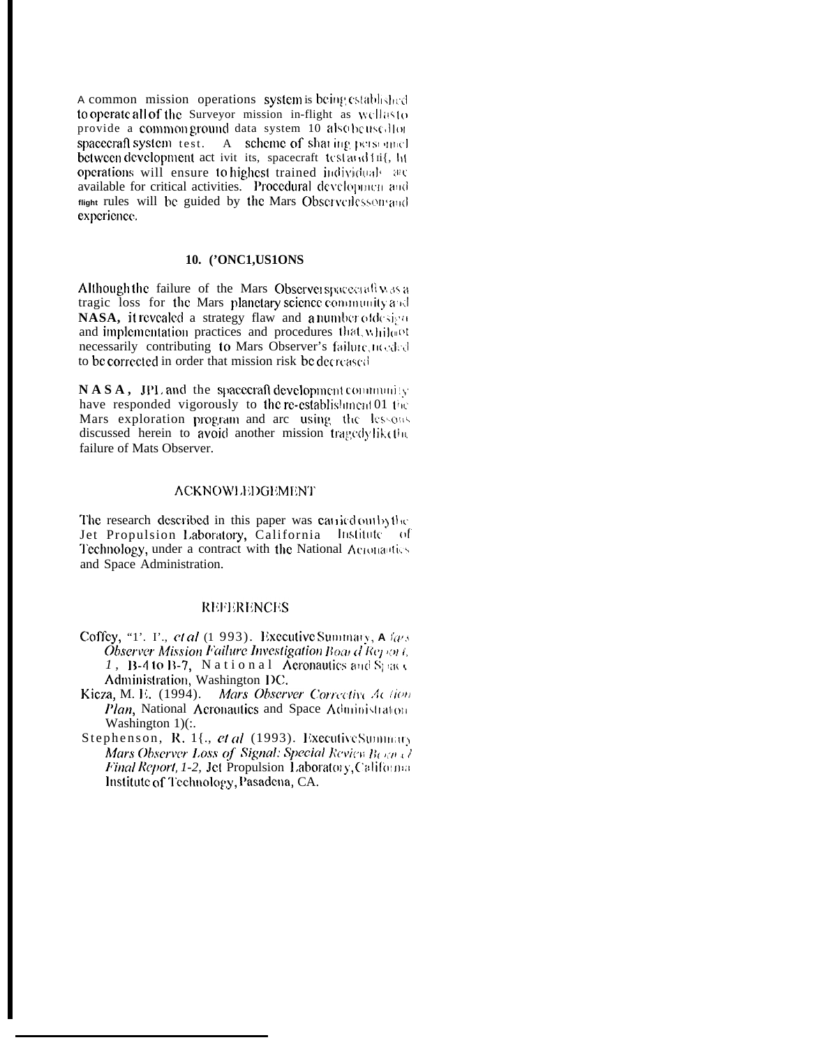A common mission operations system is being established to operate all of the Surveyor mission in-flight as well as to provide a common ground data system 10 also be used for spacecraft system test. A scheme of sharing personnel between development activities, spacecraft test and flight operations will ensure to highest trained individuals are available for critical activities. Procedural development and flight rules will be guided by the Mars Observer lessons and experience.

## 10. CONCLUSIONS

Although the failure of the Mars Observer spacecraft was a tragic loss for the Mars planetary science community and **NASA,** it revealed a strategy flaw and a number of design and implementation practices and procedures that, while not necessarily contributing to Mars Observer's failure, needed to be corrected in order that mission risk be decreased.

**NASA,** JPL and the spacecraft development community have responded vigorously to the re-establishment of the Mars exploration program and are using the lessons discussed herein to avoid another mission tragedy like the failure of Mats Observer.

## ACKNOWLEDGEMENT

The research described in this paper was carried out by the Jet Propulsion Laboratory, California Institute of Technology, under a contract with the National Aeronautics and Space Administration.

## REFERENCES

Coffey, "T. P., *et al* (1 993). Executive Summary, *Mars Observer Mission Failure Investigation Board Report, 1*, B-4 to B-7, National Aeronautics and Space Administration, Washington DC.

Kicza, M. E. (1994). *Mars Observer Corrective Action Plan*, National Aeronautics and Space Administration Washington DC.

Stephenson, R. R., *et al* (1993). Executive Summary *Mars Observer Loss of Signal: Special Review Board Final Report, 1-2,* Jet Propulsion Laboratory, California Institute of Technology, Pasadena, CA.